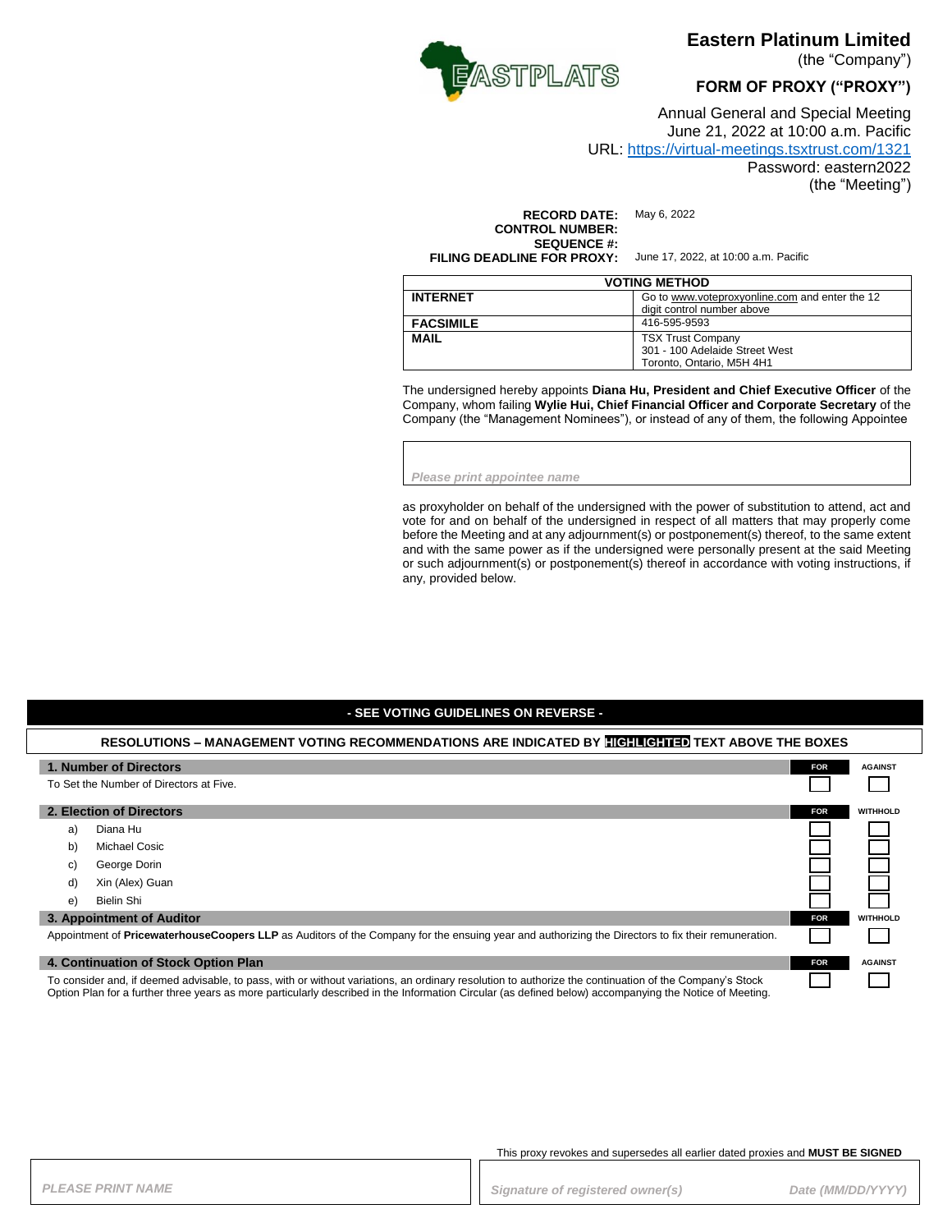# Eastern Platinum Limited

(the "Company")

## FORM OF PROXY ("PROXY")

Annual General and Special Meeting
June 21, 2022 at 10:00 a.m. Pacific
URL: https://virtual-meetings.tsxtrust.com/1321
Password: eastern2022
(the "Meeting")

**RECORD DATE:** May 6, 2022
**CONTROL NUMBER:**
**SEQUENCE #:**
**FILING DEADLINE FOR PROXY:** June 17, 2022, at 10:00 a.m. Pacific

| VOTING METHOD | |
|---|---|
| **INTERNET** | Go to www.voteproxyonline.com and enter the 12 digit control number above |
| **FACSIMILE** | 416-595-9593 |
| **MAIL** | TSX Trust Company<br>301 - 100 Adelaide Street West<br>Toronto, Ontario, M5H 4H1 |

The undersigned hereby appoints **Diana Hu, President and Chief Executive Officer** of the Company, whom failing **Wylie Hui, Chief Financial Officer and Corporate Secretary** of the Company (the "Management Nominees"), or instead of any of them, the following Appointee

*Please print appointee name*

as proxyholder on behalf of the undersigned with the power of substitution to attend, act and vote for and on behalf of the undersigned in respect of all matters that may properly come before the Meeting and at any adjournment(s) or postponement(s) thereof, to the same extent and with the same power as if the undersigned were personally present at the said Meeting or such adjournment(s) or postponement(s) thereof in accordance with voting instructions, if any, provided below.

**- SEE VOTING GUIDELINES ON REVERSE -**

**RESOLUTIONS – MANAGEMENT VOTING RECOMMENDATIONS ARE INDICATED BY HIGHLIGHTED TEXT ABOVE THE BOXES**

| **1. Number of Directors** | **FOR** | **AGAINST** |
|---|---|---|
| To Set the Number of Directors at Five. | ☐ | ☐ |

| **2. Election of Directors** | **FOR** | **WITHHOLD** |
|---|---|---|
| a) Diana Hu | ☐ | ☐ |
| b) Michael Cosic | ☐ | ☐ |
| c) George Dorin | ☐ | ☐ |
| d) Xin (Alex) Guan | ☐ | ☐ |
| e) Bielin Shi | ☐ | ☐ |

| **3. Appointment of Auditor** | **FOR** | **WITHHOLD** |
|---|---|---|
| Appointment of **PricewaterhouseCoopers LLP** as Auditors of the Company for the ensuing year and authorizing the Directors to fix their remuneration. | ☐ | ☐ |

| **4. Continuation of Stock Option Plan** | **FOR** | **AGAINST** |
|---|---|---|
| To consider and, if deemed advisable, to pass, with or without variations, an ordinary resolution to authorize the continuation of the Company's Stock Option Plan for a further three years as more particularly described in the Information Circular (as defined below) accompanying the Notice of Meeting. | ☐ | ☐ |

This proxy revokes and supersedes all earlier dated proxies and **MUST BE SIGNED**

*PLEASE PRINT NAME* | *Signature of registered owner(s)* | *Date (MM/DD/YYYY)*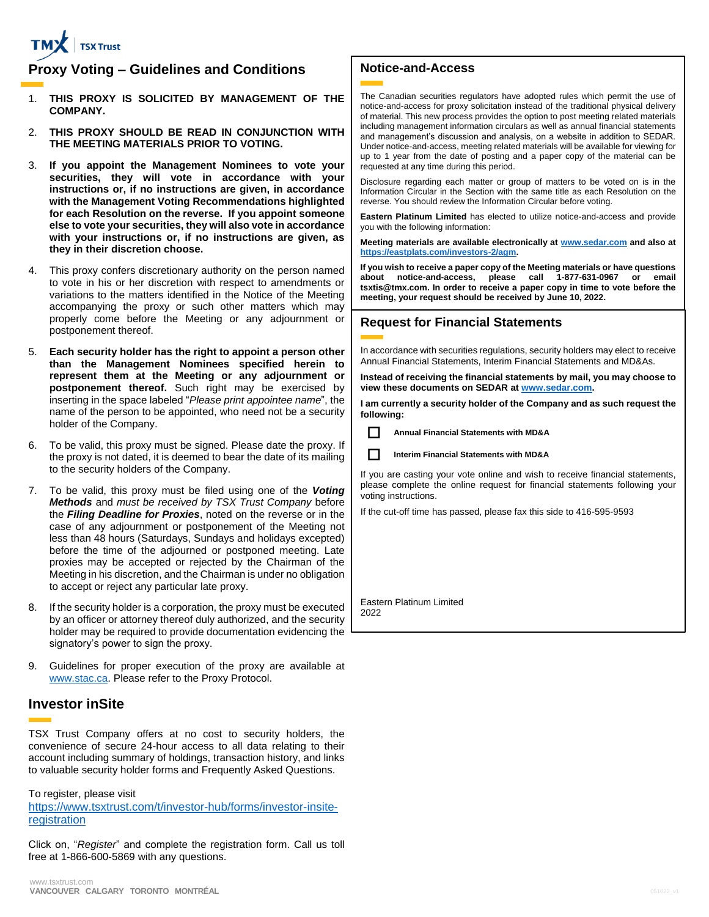TMX | TSX Trust

## Proxy Voting – Guidelines and Conditions

1. **THIS PROXY IS SOLICITED BY MANAGEMENT OF THE COMPANY.**
2. **THIS PROXY SHOULD BE READ IN CONJUNCTION WITH THE MEETING MATERIALS PRIOR TO VOTING.**
3. **If you appoint the Management Nominees to vote your securities, they will vote in accordance with your instructions or, if no instructions are given, in accordance with the Management Voting Recommendations highlighted for each Resolution on the reverse. If you appoint someone else to vote your securities, they will also vote in accordance with your instructions or, if no instructions are given, as they in their discretion choose.**
4. This proxy confers discretionary authority on the person named to vote in his or her discretion with respect to amendments or variations to the matters identified in the Notice of the Meeting accompanying the proxy or such other matters which may properly come before the Meeting or any adjournment or postponement thereof.
5. **Each security holder has the right to appoint a person other than the Management Nominees specified herein to represent them at the Meeting or any adjournment or postponement thereof.** Such right may be exercised by inserting in the space labeled "*Please print appointee name*", the name of the person to be appointed, who need not be a security holder of the Company.
6. To be valid, this proxy must be signed. Please date the proxy. If the proxy is not dated, it is deemed to bear the date of its mailing to the security holders of the Company.
7. To be valid, this proxy must be filed using one of the ***Voting Methods*** and *must be received by TSX Trust Company* before the ***Filing Deadline for Proxies***, noted on the reverse or in the case of any adjournment or postponement of the Meeting not less than 48 hours (Saturdays, Sundays and holidays excepted) before the time of the adjourned or postponed meeting. Late proxies may be accepted or rejected by the Chairman of the Meeting in his discretion, and the Chairman is under no obligation to accept or reject any particular late proxy.
8. If the security holder is a corporation, the proxy must be executed by an officer or attorney thereof duly authorized, and the security holder may be required to provide documentation evidencing the signatory's power to sign the proxy.
9. Guidelines for proper execution of the proxy are available at www.stac.ca. Please refer to the Proxy Protocol.

## Investor inSite

TSX Trust Company offers at no cost to security holders, the convenience of secure 24-hour access to all data relating to their account including summary of holdings, transaction history, and links to valuable security holder forms and Frequently Asked Questions.

To register, please visit https://www.tsxtrust.com/t/investor-hub/forms/investor-insite-registration

Click on, "*Register*" and complete the registration form. Call us toll free at 1-866-600-5869 with any questions.

## Notice-and-Access

The Canadian securities regulators have adopted rules which permit the use of notice-and-access for proxy solicitation instead of the traditional physical delivery of material. This new process provides the option to post meeting related materials including management information circulars as well as annual financial statements and management's discussion and analysis, on a website in addition to SEDAR. Under notice-and-access, meeting related materials will be available for viewing for up to 1 year from the date of posting and a paper copy of the material can be requested at any time during this period.

Disclosure regarding each matter or group of matters to be voted on is in the Information Circular in the Section with the same title as each Resolution on the reverse. You should review the Information Circular before voting.

**Eastern Platinum Limited** has elected to utilize notice-and-access and provide you with the following information:

**Meeting materials are available electronically at www.sedar.com and also at https://eastplats.com/investors-2/agm.**

**If you wish to receive a paper copy of the Meeting materials or have questions about notice-and-access, please call 1-877-631-0967 or email tsxtis@tmx.com. In order to receive a paper copy in time to vote before the meeting, your request should be received by June 10, 2022.**

## Request for Financial Statements

In accordance with securities regulations, security holders may elect to receive Annual Financial Statements, Interim Financial Statements and MD&As.

**Instead of receiving the financial statements by mail, you may choose to view these documents on SEDAR at www.sedar.com.**

**I am currently a security holder of the Company and as such request the following:**

☐ **Annual Financial Statements with MD&A**

☐ **Interim Financial Statements with MD&A**

If you are casting your vote online and wish to receive financial statements, please complete the online request for financial statements following your voting instructions.

If the cut-off time has passed, please fax this side to 416-595-9593

Eastern Platinum Limited
2022

www.tsxtrust.com
VANCOUVER CALGARY TORONTO MONTRÉAL